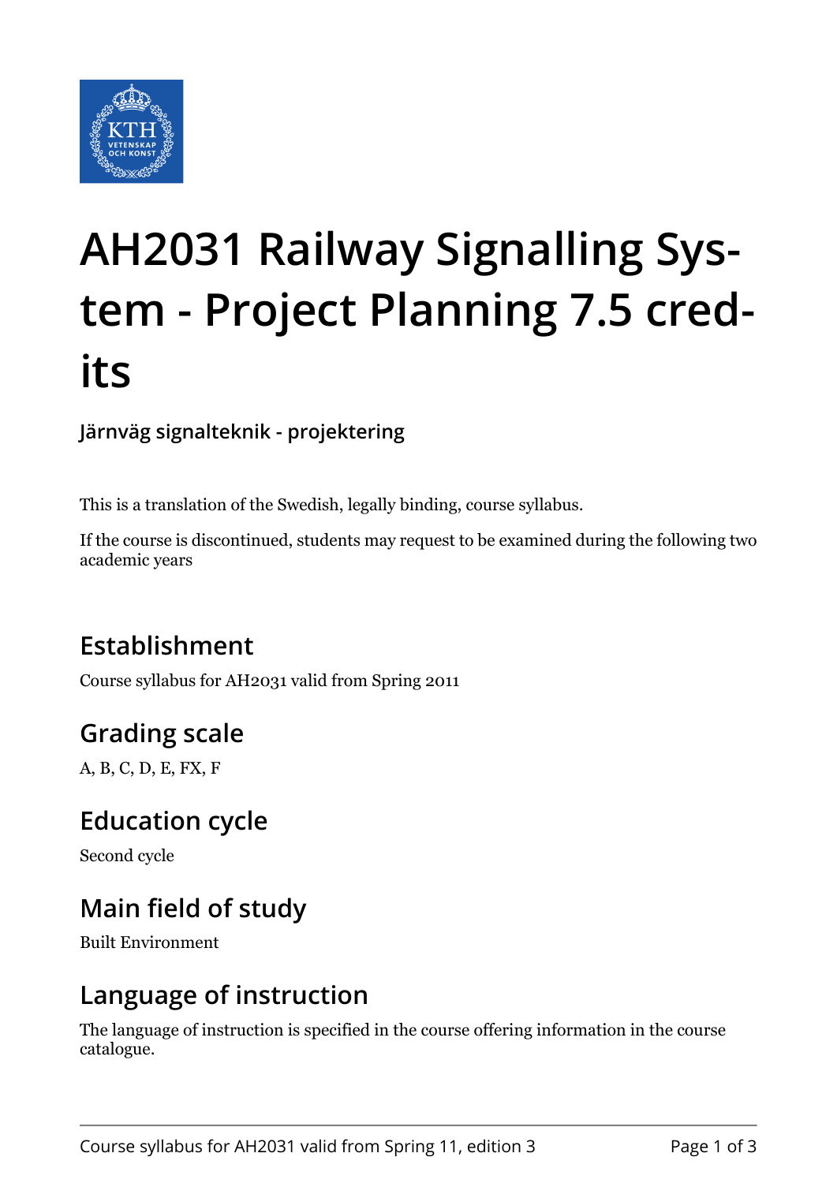# AH2031 Railway Signalling System - Project Planning 7.5 credits

**Järnväg signalteknik - projektering**

This is a translation of the Swedish, legally binding, course syllabus.

If the course is discontinued, students may request to be examined during the following two academic years

## Establishment

Course syllabus for AH2031 valid from Spring 2011

## Grading scale

A, B, C, D, E, FX, F

## Education cycle

Second cycle

## Main field of study

Built Environment

## Language of instruction

The language of instruction is specified in the course offering information in the course catalogue.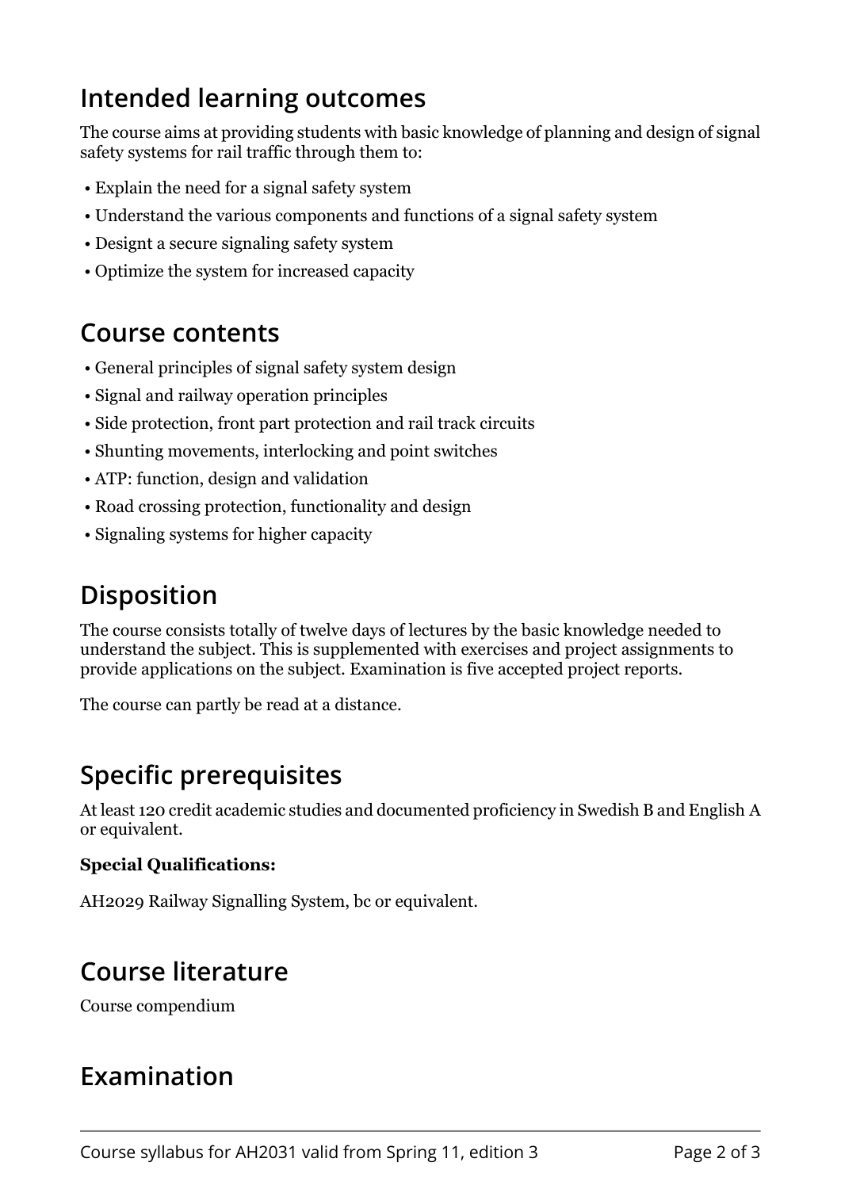## Intended learning outcomes

The course aims at providing students with basic knowledge of planning and design of signal safety systems for rail traffic through them to:

- Explain the need for a signal safety system
- Understand the various components and functions of a signal safety system
- Designt a secure signaling safety system
- Optimize the system for increased capacity

## Course contents

- General principles of signal safety system design
- Signal and railway operation principles
- Side protection, front part protection and rail track circuits
- Shunting movements, interlocking and point switches
- ATP: function, design and validation
- Road crossing protection, functionality and design
- Signaling systems for higher capacity

## Disposition

The course consists totally of twelve days of lectures by the basic knowledge needed to understand the subject. This is supplemented with exercises and project assignments to provide applications on the subject. Examination is five accepted project reports.

The course can partly be read at a distance.

## Specific prerequisites

At least 120 credit academic studies and documented proficiency in Swedish B and English A or equivalent.

**Special Qualifications:**

AH2029 Railway Signalling System, bc or equivalent.

## Course literature

Course compendium

## Examination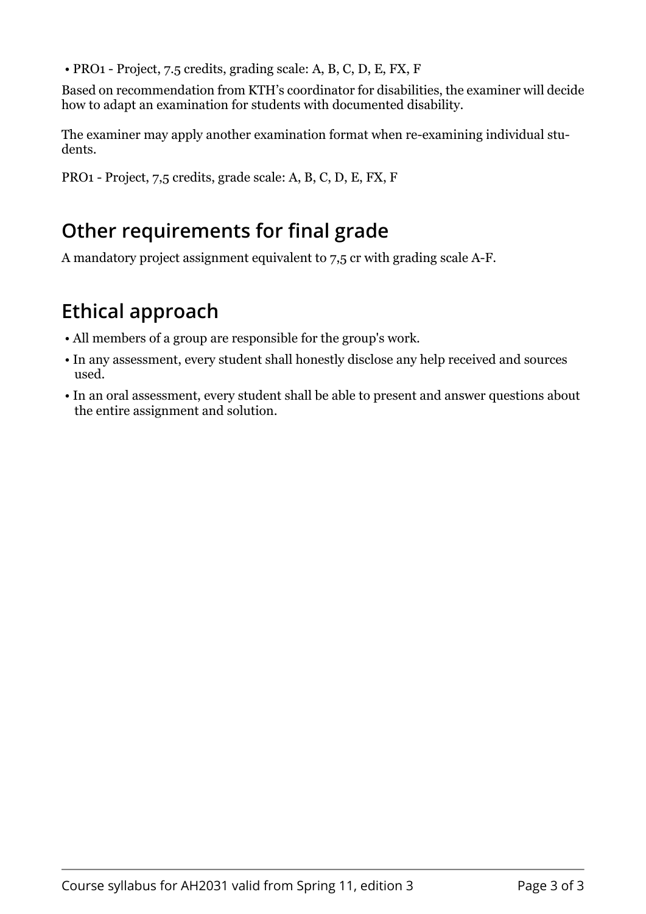- PRO1 - Project, 7.5 credits, grading scale: A, B, C, D, E, FX, F

Based on recommendation from KTH's coordinator for disabilities, the examiner will decide how to adapt an examination for students with documented disability.

The examiner may apply another examination format when re-examining individual students.

PRO1 - Project, 7,5 credits, grade scale: A, B, C, D, E, FX, F

## Other requirements for final grade

A mandatory project assignment equivalent to 7,5 cr with grading scale A-F.

## Ethical approach

- All members of a group are responsible for the group's work.
- In any assessment, every student shall honestly disclose any help received and sources used.
- In an oral assessment, every student shall be able to present and answer questions about the entire assignment and solution.